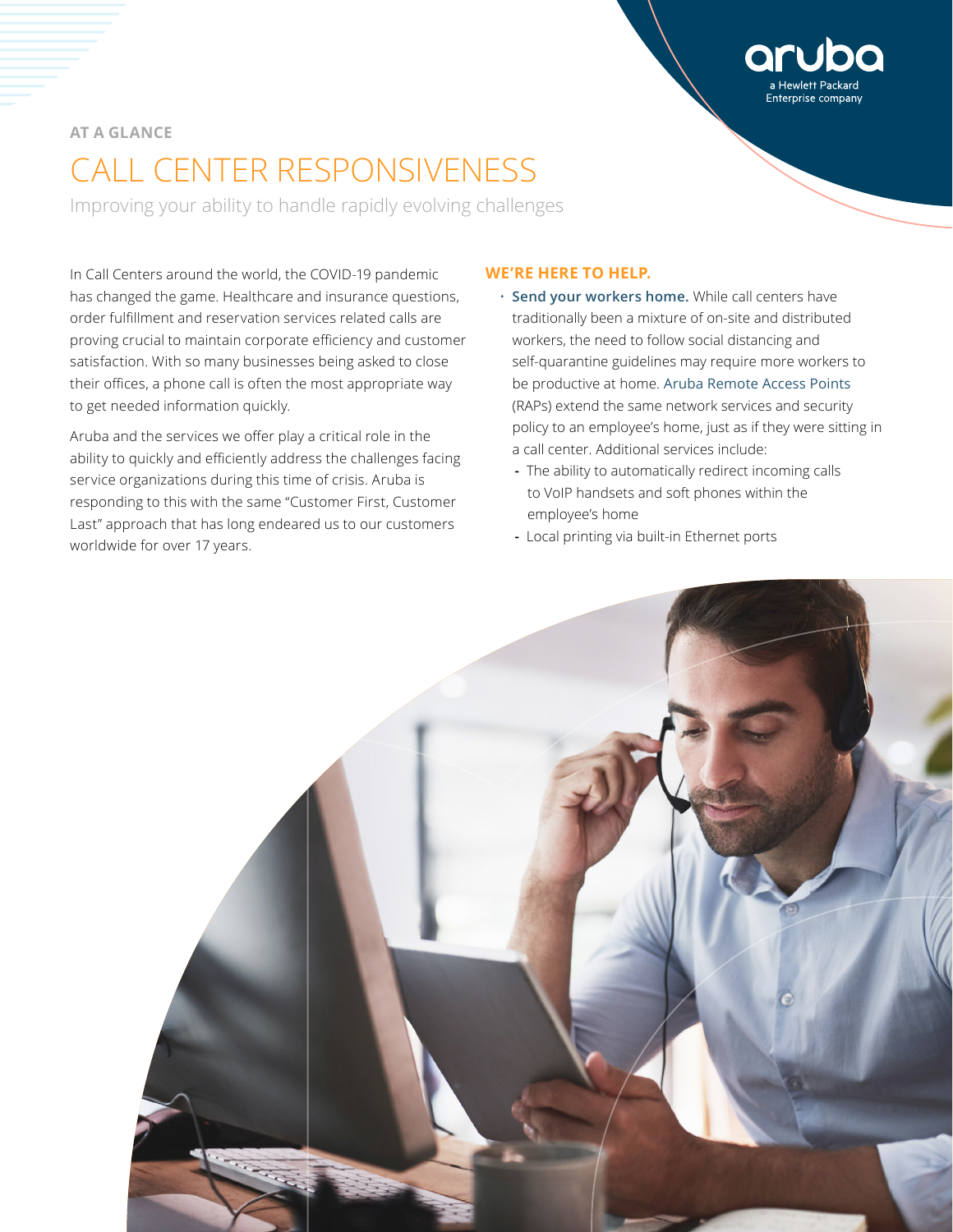AT A GLANCE

# CALL CENTER RESPONSIVENESS

Improving your ability to handle rapidly evolving challenges

In Call Centers around the world, the COVID-19 pandemic has changed the game. Healthcare and insurance questions, order fulfillment and reservation services related calls are proving crucial to maintain corporate efficiency and customer satisfaction. With so many businesses being asked to close their offices, a phone call is often the most appropriate way to get needed information quickly.

Aruba and the services we offer play a critical role in the ability to quickly and efficiently address the challenges facing service organizations during this time of crisis. Aruba is responding to this with the same "Customer First, Customer Last" approach that has long endeared us to our customers worldwide for over 17 years.

## WE'RE HERE TO HELP.

- **Send your workers home.** While call centers have traditionally been a mixture of on-site and distributed workers, the need to follow social distancing and self-quarantine guidelines may require more workers to be productive at home. Aruba Remote Access Points (RAPs) extend the same network services and security policy to an employee's home, just as if they were sitting in a call center. Additional services include:
  - The ability to automatically redirect incoming calls to VoIP handsets and soft phones within the employee's home
  - Local printing via built-in Ethernet ports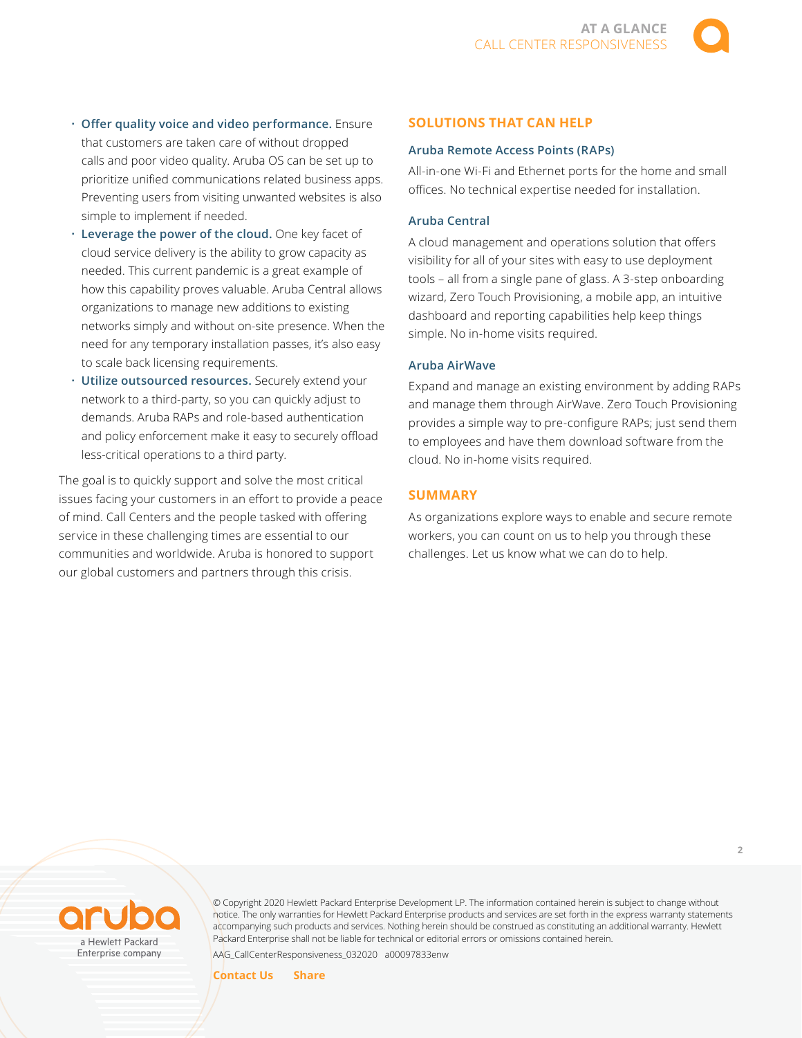- **Offer quality voice and video performance.** Ensure that customers are taken care of without dropped calls and poor video quality. Aruba OS can be set up to prioritize unified communications related business apps. Preventing users from visiting unwanted websites is also simple to implement if needed.
- **Leverage the power of the cloud.** One key facet of cloud service delivery is the ability to grow capacity as needed. This current pandemic is a great example of how this capability proves valuable. Aruba Central allows organizations to manage new additions to existing networks simply and without on-site presence. When the need for any temporary installation passes, it's also easy to scale back licensing requirements.
- **Utilize outsourced resources.** Securely extend your network to a third-party, so you can quickly adjust to demands. Aruba RAPs and role-based authentication and policy enforcement make it easy to securely offload less-critical operations to a third party.

The goal is to quickly support and solve the most critical issues facing your customers in an effort to provide a peace of mind. Call Centers and the people tasked with offering service in these challenging times are essential to our communities and worldwide. Aruba is honored to support our global customers and partners through this crisis.

## SOLUTIONS THAT CAN HELP

### Aruba Remote Access Points (RAPs)

All-in-one Wi-Fi and Ethernet ports for the home and small offices. No technical expertise needed for installation.

### Aruba Central

A cloud management and operations solution that offers visibility for all of your sites with easy to use deployment tools – all from a single pane of glass. A 3-step onboarding wizard, Zero Touch Provisioning, a mobile app, an intuitive dashboard and reporting capabilities help keep things simple. No in-home visits required.

### Aruba AirWave

Expand and manage an existing environment by adding RAPs and manage them through AirWave. Zero Touch Provisioning provides a simple way to pre-configure RAPs; just send them to employees and have them download software from the cloud. No in-home visits required.

## SUMMARY

As organizations explore ways to enable and secure remote workers, you can count on us to help you through these challenges. Let us know what we can do to help.

aruba
a Hewlett Packard Enterprise company

© Copyright 2020 Hewlett Packard Enterprise Development LP. The information contained herein is subject to change without notice. The only warranties for Hewlett Packard Enterprise products and services are set forth in the express warranty statements accompanying such products and services. Nothing herein should be construed as constituting an additional warranty. Hewlett Packard Enterprise shall not be liable for technical or editorial errors or omissions contained herein.

AAG_CallCenterResponsiveness_032020 a00097833enw

**Contact Us** **Share**